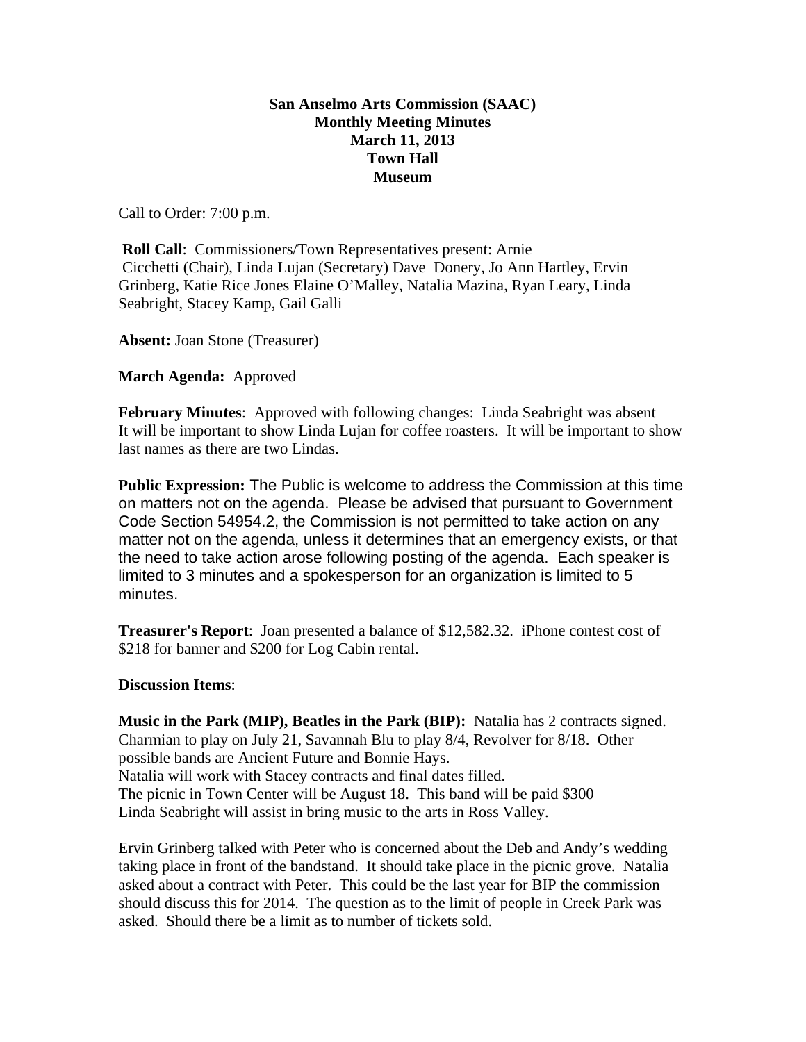**San Anselmo Arts Commission (SAAC)**
**Monthly Meeting Minutes**
**March 11, 2013**
**Town Hall**
**Museum**

Call to Order: 7:00 p.m.

**Roll Call**: Commissioners/Town Representatives present: Arnie Cicchetti (Chair), Linda Lujan (Secretary) Dave Donery, Jo Ann Hartley, Ervin Grinberg, Katie Rice Jones Elaine O'Malley, Natalia Mazina, Ryan Leary, Linda Seabright, Stacey Kamp, Gail Galli

**Absent:** Joan Stone (Treasurer)

**March Agenda:** Approved

**February Minutes**: Approved with following changes: Linda Seabright was absent It will be important to show Linda Lujan for coffee roasters. It will be important to show last names as there are two Lindas.

**Public Expression:** The Public is welcome to address the Commission at this time on matters not on the agenda. Please be advised that pursuant to Government Code Section 54954.2, the Commission is not permitted to take action on any matter not on the agenda, unless it determines that an emergency exists, or that the need to take action arose following posting of the agenda. Each speaker is limited to 3 minutes and a spokesperson for an organization is limited to 5 minutes.

**Treasurer's Report**: Joan presented a balance of $12,582.32. iPhone contest cost of $218 for banner and $200 for Log Cabin rental.

**Discussion Items**:

**Music in the Park (MIP), Beatles in the Park (BIP):** Natalia has 2 contracts signed. Charmian to play on July 21, Savannah Blu to play 8/4, Revolver for 8/18. Other possible bands are Ancient Future and Bonnie Hays.
Natalia will work with Stacey contracts and final dates filled.
The picnic in Town Center will be August 18. This band will be paid $300
Linda Seabright will assist in bring music to the arts in Ross Valley.

Ervin Grinberg talked with Peter who is concerned about the Deb and Andy's wedding taking place in front of the bandstand. It should take place in the picnic grove. Natalia asked about a contract with Peter. This could be the last year for BIP the commission should discuss this for 2014. The question as to the limit of people in Creek Park was asked. Should there be a limit as to number of tickets sold.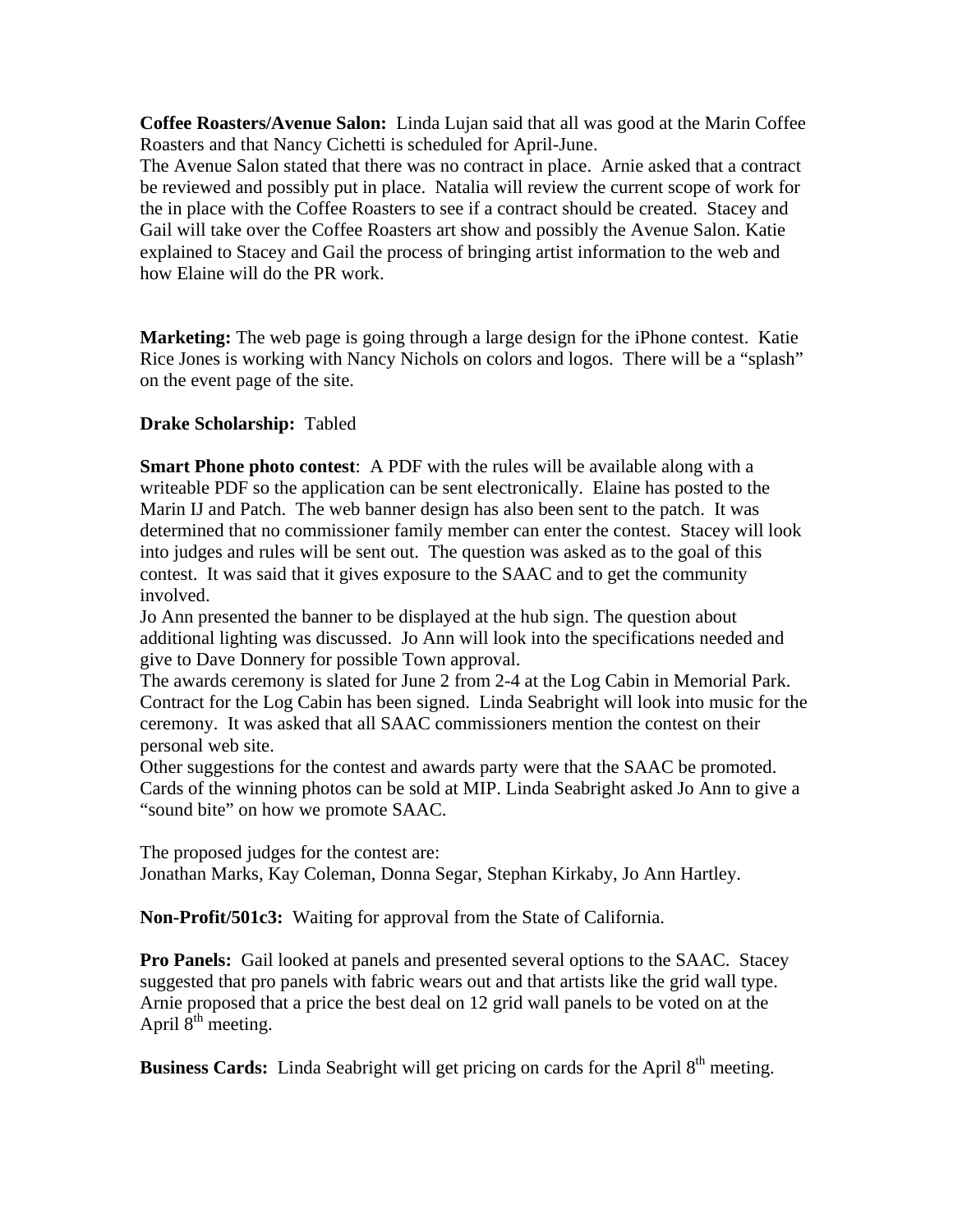**Coffee Roasters/Avenue Salon:** Linda Lujan said that all was good at the Marin Coffee Roasters and that Nancy Cichetti is scheduled for April-June.
The Avenue Salon stated that there was no contract in place. Arnie asked that a contract be reviewed and possibly put in place. Natalia will review the current scope of work for the in place with the Coffee Roasters to see if a contract should be created. Stacey and Gail will take over the Coffee Roasters art show and possibly the Avenue Salon. Katie explained to Stacey and Gail the process of bringing artist information to the web and how Elaine will do the PR work.

**Marketing:** The web page is going through a large design for the iPhone contest. Katie Rice Jones is working with Nancy Nichols on colors and logos. There will be a "splash" on the event page of the site.

**Drake Scholarship:** Tabled

**Smart Phone photo contest**: A PDF with the rules will be available along with a writeable PDF so the application can be sent electronically. Elaine has posted to the Marin IJ and Patch. The web banner design has also been sent to the patch. It was determined that no commissioner family member can enter the contest. Stacey will look into judges and rules will be sent out. The question was asked as to the goal of this contest. It was said that it gives exposure to the SAAC and to get the community involved.
Jo Ann presented the banner to be displayed at the hub sign. The question about additional lighting was discussed. Jo Ann will look into the specifications needed and give to Dave Donnery for possible Town approval.
The awards ceremony is slated for June 2 from 2-4 at the Log Cabin in Memorial Park. Contract for the Log Cabin has been signed. Linda Seabright will look into music for the ceremony. It was asked that all SAAC commissioners mention the contest on their personal web site.
Other suggestions for the contest and awards party were that the SAAC be promoted. Cards of the winning photos can be sold at MIP. Linda Seabright asked Jo Ann to give a "sound bite" on how we promote SAAC.

The proposed judges for the contest are:
Jonathan Marks, Kay Coleman, Donna Segar, Stephan Kirkaby, Jo Ann Hartley.

**Non-Profit/501c3:** Waiting for approval from the State of California.

**Pro Panels:** Gail looked at panels and presented several options to the SAAC. Stacey suggested that pro panels with fabric wears out and that artists like the grid wall type. Arnie proposed that a price the best deal on 12 grid wall panels to be voted on at the April 8th meeting.

**Business Cards:** Linda Seabright will get pricing on cards for the April 8th meeting.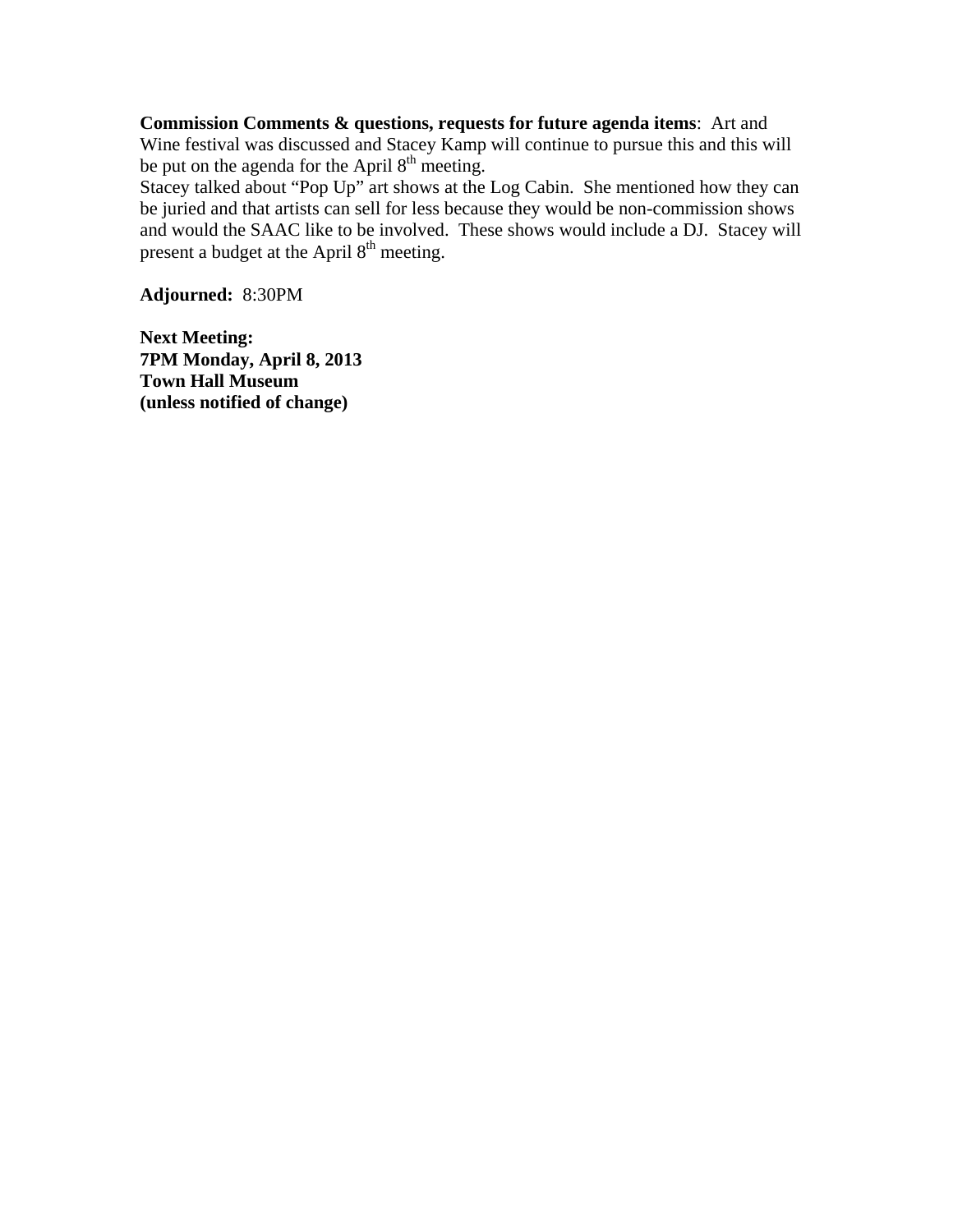**Commission Comments & questions, requests for future agenda items**: Art and Wine festival was discussed and Stacey Kamp will continue to pursue this and this will be put on the agenda for the April 8th meeting.
Stacey talked about "Pop Up" art shows at the Log Cabin. She mentioned how they can be juried and that artists can sell for less because they would be non-commission shows and would the SAAC like to be involved. These shows would include a DJ. Stacey will present a budget at the April 8th meeting.

**Adjourned:** 8:30PM

**Next Meeting:**
**7PM Monday, April 8, 2013**
**Town Hall Museum**
**(unless notified of change)**